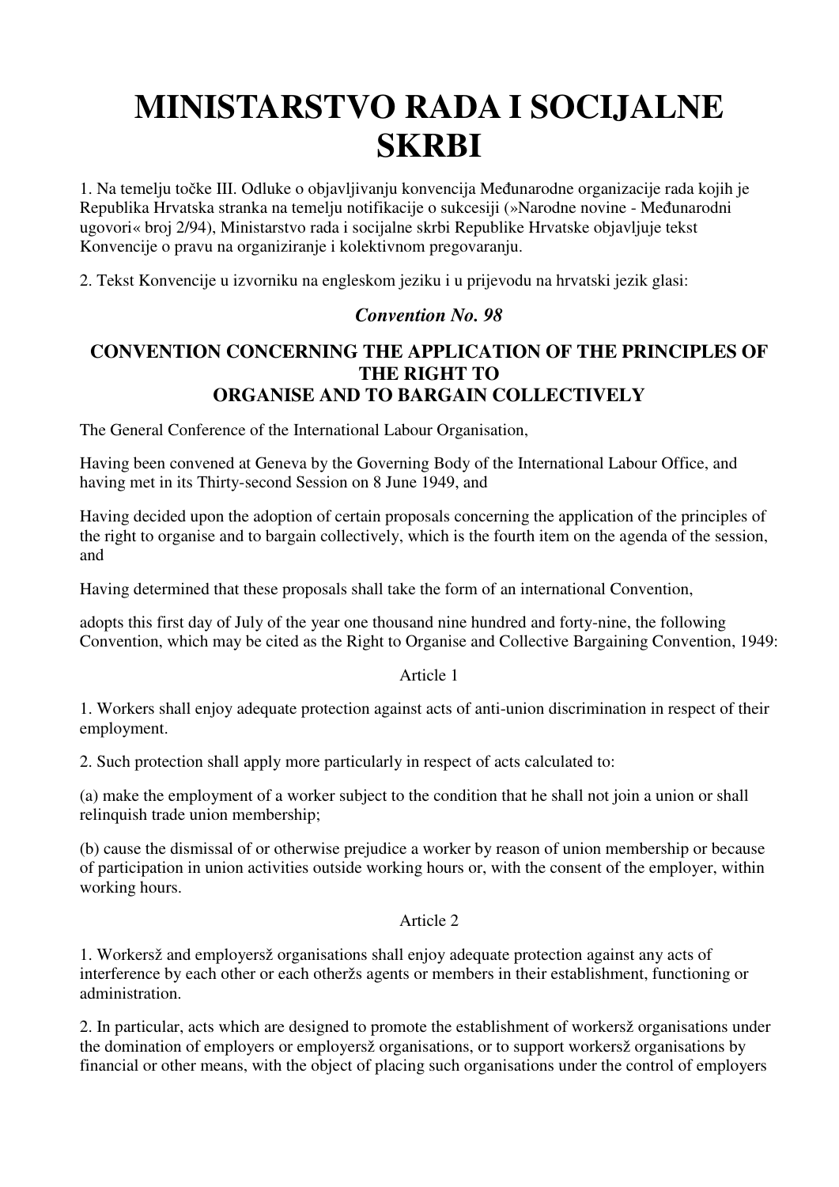# MINISTARSTVO RADA I SOCIJALNE SKRBI

1. Na temelju točke III. Odluke o objavljivanju konvencija Međunarodne organizacije rada kojih je Republika Hrvatska stranka na temelju notifikacije o sukcesiji (»Narodne novine - Međunarodni ugovori« broj 2/94), Ministarstvo rada i socijalne skrbi Republike Hrvatske objavljuje tekst Konvencije o pravu na organiziranje i kolektivnom pregovaranju.

2. Tekst Konvencije u izvorniku na engleskom jeziku i u prijevodu na hrvatski jezik glasi:

### *Convention No. 98*

### CONVENTION CONCERNING THE APPLICATION OF THE PRINCIPLES OF THE RIGHT TO ORGANISE AND TO BARGAIN COLLECTIVELY

The General Conference of the International Labour Organisation,

Having been convened at Geneva by the Governing Body of the International Labour Office, and having met in its Thirty-second Session on 8 June 1949, and

Having decided upon the adoption of certain proposals concerning the application of the principles of the right to organise and to bargain collectively, which is the fourth item on the agenda of the session, and

Having determined that these proposals shall take the form of an international Convention,

adopts this first day of July of the year one thousand nine hundred and forty-nine, the following Convention, which may be cited as the Right to Organise and Collective Bargaining Convention, 1949:

Article 1

1. Workers shall enjoy adequate protection against acts of anti-union discrimination in respect of their employment.

2. Such protection shall apply more particularly in respect of acts calculated to:

(a) make the employment of a worker subject to the condition that he shall not join a union or shall relinquish trade union membership;

(b) cause the dismissal of or otherwise prejudice a worker by reason of union membership or because of participation in union activities outside working hours or, with the consent of the employer, within working hours.

Article 2

1. Workersž and employersž organisations shall enjoy adequate protection against any acts of interference by each other or each otheržs agents or members in their establishment, functioning or administration.

2. In particular, acts which are designed to promote the establishment of workersž organisations under the domination of employers or employersž organisations, or to support workersž organisations by financial or other means, with the object of placing such organisations under the control of employers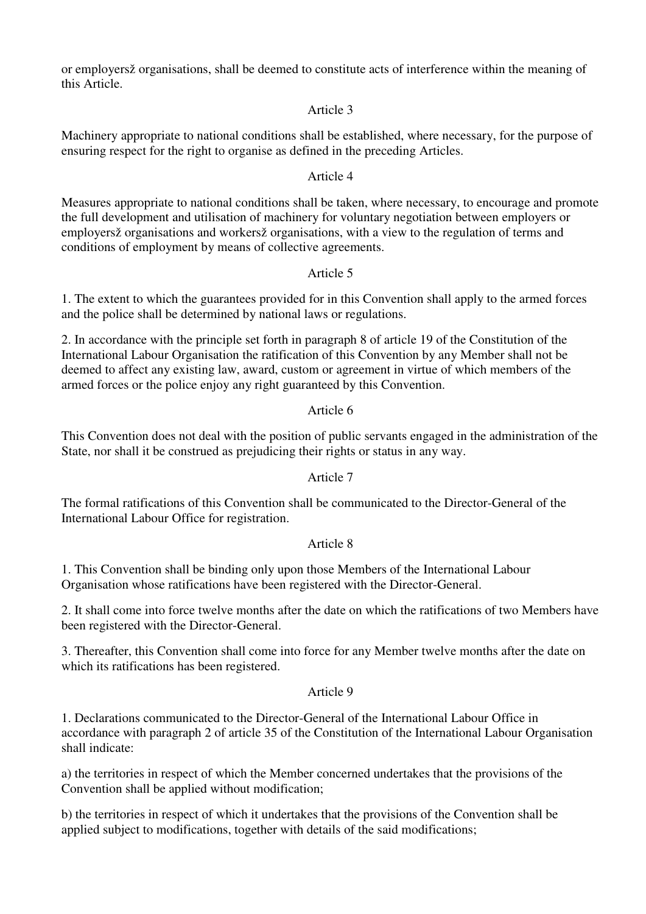or employersž organisations, shall be deemed to constitute acts of interference within the meaning of this Article.

Article 3

Machinery appropriate to national conditions shall be established, where necessary, for the purpose of ensuring respect for the right to organise as defined in the preceding Articles.

Article 4

Measures appropriate to national conditions shall be taken, where necessary, to encourage and promote the full development and utilisation of machinery for voluntary negotiation between employers or employersž organisations and workersž organisations, with a view to the regulation of terms and conditions of employment by means of collective agreements.

Article 5

1. The extent to which the guarantees provided for in this Convention shall apply to the armed forces and the police shall be determined by national laws or regulations.

2. In accordance with the principle set forth in paragraph 8 of article 19 of the Constitution of the International Labour Organisation the ratification of this Convention by any Member shall not be deemed to affect any existing law, award, custom or agreement in virtue of which members of the armed forces or the police enjoy any right guaranteed by this Convention.

Article 6

This Convention does not deal with the position of public servants engaged in the administration of the State, nor shall it be construed as prejudicing their rights or status in any way.

Article 7

The formal ratifications of this Convention shall be communicated to the Director-General of the International Labour Office for registration.

Article 8

1. This Convention shall be binding only upon those Members of the International Labour Organisation whose ratifications have been registered with the Director-General.

2. It shall come into force twelve months after the date on which the ratifications of two Members have been registered with the Director-General.

3. Thereafter, this Convention shall come into force for any Member twelve months after the date on which its ratifications has been registered.

Article 9

1. Declarations communicated to the Director-General of the International Labour Office in accordance with paragraph 2 of article 35 of the Constitution of the International Labour Organisation shall indicate:

a) the territories in respect of which the Member concerned undertakes that the provisions of the Convention shall be applied without modification;

b) the territories in respect of which it undertakes that the provisions of the Convention shall be applied subject to modifications, together with details of the said modifications;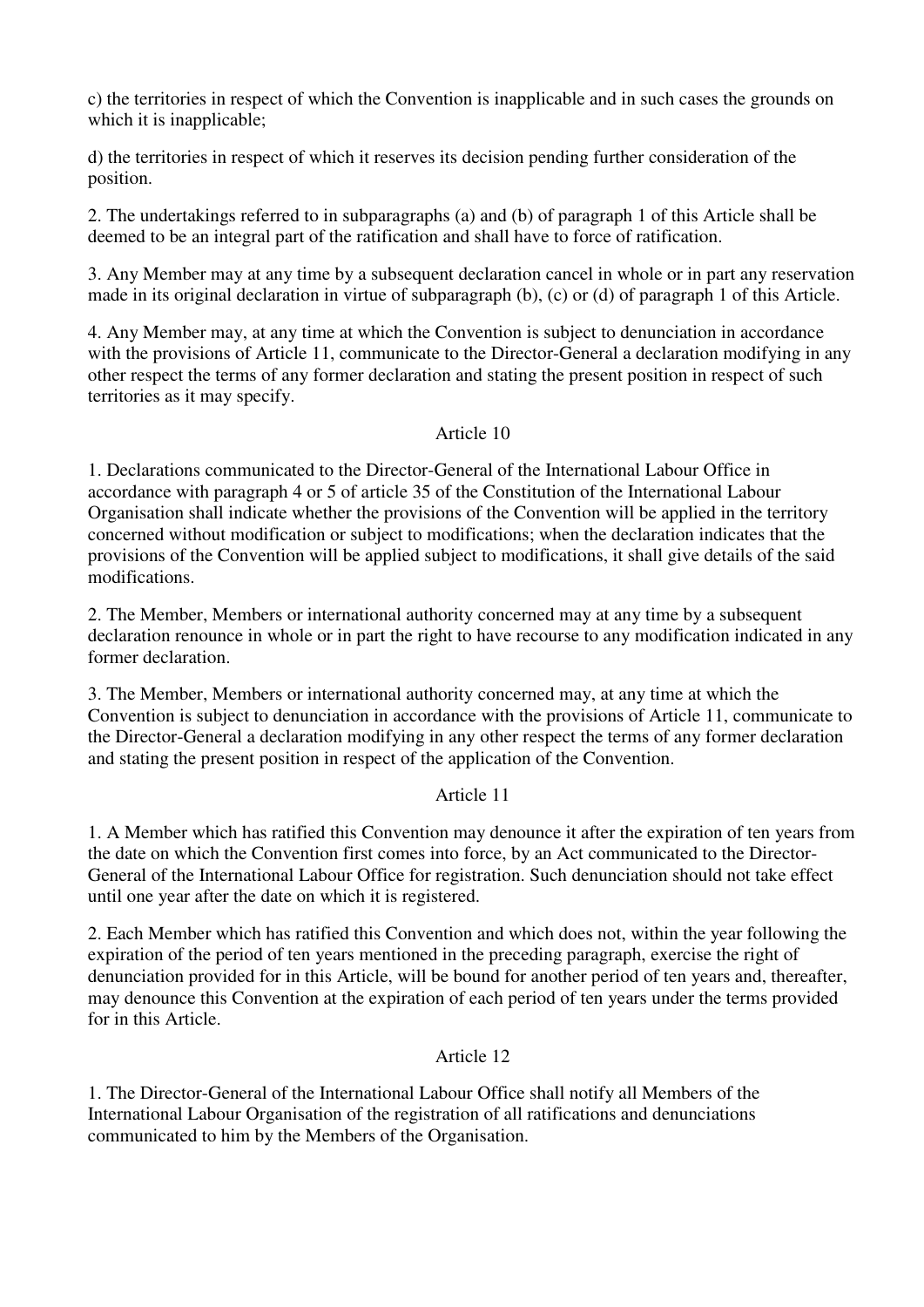c) the territories in respect of which the Convention is inapplicable and in such cases the grounds on which it is inapplicable;

d) the territories in respect of which it reserves its decision pending further consideration of the position.

2. The undertakings referred to in subparagraphs (a) and (b) of paragraph 1 of this Article shall be deemed to be an integral part of the ratification and shall have to force of ratification.

3. Any Member may at any time by a subsequent declaration cancel in whole or in part any reservation made in its original declaration in virtue of subparagraph (b), (c) or (d) of paragraph 1 of this Article.

4. Any Member may, at any time at which the Convention is subject to denunciation in accordance with the provisions of Article 11, communicate to the Director-General a declaration modifying in any other respect the terms of any former declaration and stating the present position in respect of such territories as it may specify.

## Article 10

1. Declarations communicated to the Director-General of the International Labour Office in accordance with paragraph 4 or 5 of article 35 of the Constitution of the International Labour Organisation shall indicate whether the provisions of the Convention will be applied in the territory concerned without modification or subject to modifications; when the declaration indicates that the provisions of the Convention will be applied subject to modifications, it shall give details of the said modifications.

2. The Member, Members or international authority concerned may at any time by a subsequent declaration renounce in whole or in part the right to have recourse to any modification indicated in any former declaration.

3. The Member, Members or international authority concerned may, at any time at which the Convention is subject to denunciation in accordance with the provisions of Article 11, communicate to the Director-General a declaration modifying in any other respect the terms of any former declaration and stating the present position in respect of the application of the Convention.

## Article 11

1. A Member which has ratified this Convention may denounce it after the expiration of ten years from the date on which the Convention first comes into force, by an Act communicated to the Director-General of the International Labour Office for registration. Such denunciation should not take effect until one year after the date on which it is registered.

2. Each Member which has ratified this Convention and which does not, within the year following the expiration of the period of ten years mentioned in the preceding paragraph, exercise the right of denunciation provided for in this Article, will be bound for another period of ten years and, thereafter, may denounce this Convention at the expiration of each period of ten years under the terms provided for in this Article.

## Article 12

1. The Director-General of the International Labour Office shall notify all Members of the International Labour Organisation of the registration of all ratifications and denunciations communicated to him by the Members of the Organisation.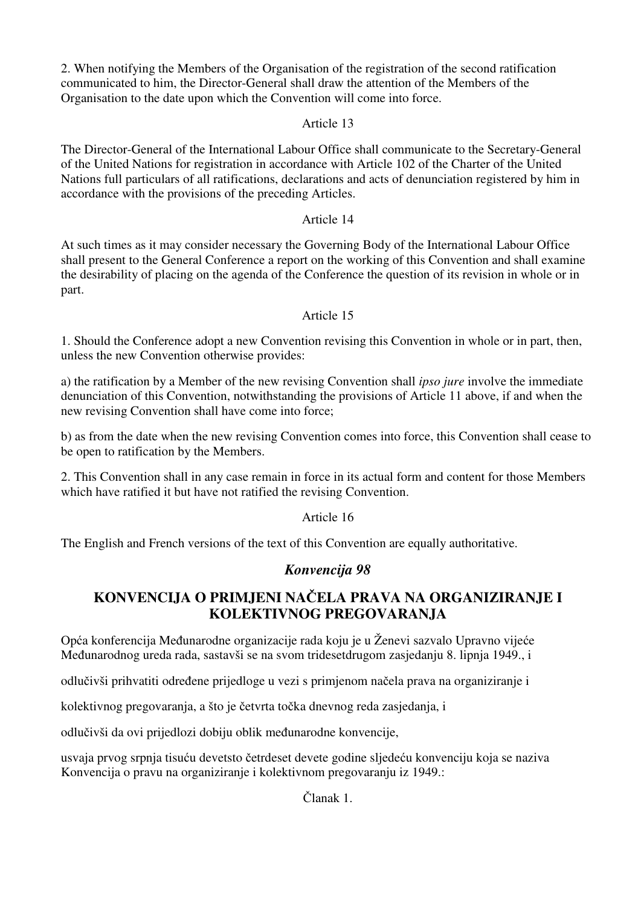2. When notifying the Members of the Organisation of the registration of the second ratification communicated to him, the Director-General shall draw the attention of the Members of the Organisation to the date upon which the Convention will come into force.

Article 13

The Director-General of the International Labour Office shall communicate to the Secretary-General of the United Nations for registration in accordance with Article 102 of the Charter of the United Nations full particulars of all ratifications, declarations and acts of denunciation registered by him in accordance with the provisions of the preceding Articles.

Article 14

At such times as it may consider necessary the Governing Body of the International Labour Office shall present to the General Conference a report on the working of this Convention and shall examine the desirability of placing on the agenda of the Conference the question of its revision in whole or in part.

Article 15

1. Should the Conference adopt a new Convention revising this Convention in whole or in part, then, unless the new Convention otherwise provides:

a) the ratification by a Member of the new revising Convention shall *ipso jure* involve the immediate denunciation of this Convention, notwithstanding the provisions of Article 11 above, if and when the new revising Convention shall have come into force;

b) as from the date when the new revising Convention comes into force, this Convention shall cease to be open to ratification by the Members.

2. This Convention shall in any case remain in force in its actual form and content for those Members which have ratified it but have not ratified the revising Convention.

Article 16

The English and French versions of the text of this Convention are equally authoritative.

## *Konvencija 98*

## KONVENCIJA O PRIMJENI NAČELA PRAVA NA ORGANIZIRANJE I KOLEKTIVNOG PREGOVARANJA

Opća konferencija Međunarodne organizacije rada koju je u Ženevi sazvalo Upravno vijeće Međunarodnog ureda rada, sastavši se na svom tridesetdrugom zasjedanju 8. lipnja 1949., i

odlučivši prihvatiti određene prijedloge u vezi s primjenom načela prava na organiziranje i

kolektivnog pregovaranja, a što je četvrta točka dnevnog reda zasjedanja, i

odlučivši da ovi prijedlozi dobiju oblik međunarodne konvencije,

usvaja prvog srpnja tisuću devetsto četrdeset devete godine sljedeću konvenciju koja se naziva Konvencija o pravu na organiziranje i kolektivnom pregovaranju iz 1949.:

Članak 1.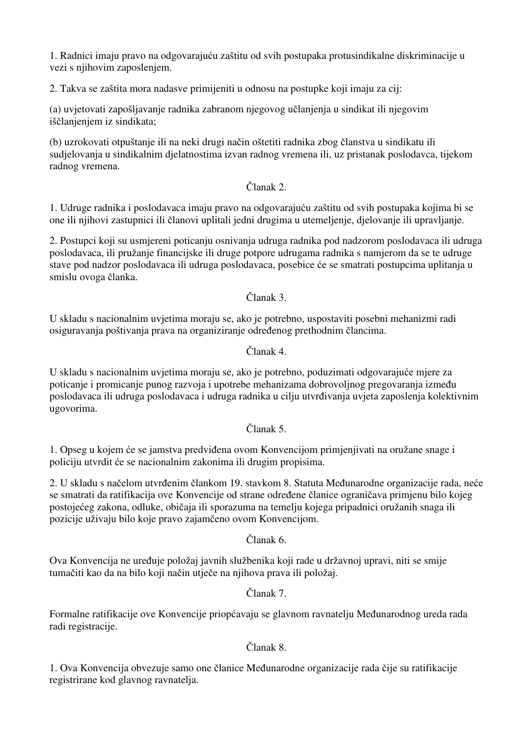1. Radnici imaju pravo na odgovarajuću zaštitu od svih postupaka protusindikalne diskriminacije u vezi s njihovim zaposlenjem.

2. Takva se zaštita mora nadasve primijeniti u odnosu na postupke koji imaju za cij:

(a) uvjetovati zapošljavanje radnika zabranom njegovog učlanjenja u sindikat ili njegovim iščlanjenjem iz sindikata;

(b) uzrokovati otpuštanje ili na neki drugi način oštetiti radnika zbog članstva u sindikatu ili sudjelovanja u sindikalnim djelatnostima izvan radnog vremena ili, uz pristanak poslodavca, tijekom radnog vremena.

Članak 2.

1. Udruge radnika i poslodavaca imaju pravo na odgovarajuću zaštitu od svih postupaka kojima bi se one ili njihovi zastupnici ili članovi uplitali jedni drugima u utemeljenje, djelovanje ili upravljanje.

2. Postupci koji su usmjereni poticanju osnivanja udruga radnika pod nadzorom poslodavaca ili udruga poslodavaca, ili pružanje financijske ili druge potpore udrugama radnika s namjerom da se te udruge stave pod nadzor poslodavaca ili udruga poslodavaca, posebice će se smatrati postupcima uplitanja u smislu ovoga članka.

Članak 3.

U skladu s nacionalnim uvjetima moraju se, ako je potrebno, uspostaviti posebni mehanizmi radi osiguravanja poštivanja prava na organiziranje određenog prethodnim člancima.

Članak 4.

U skladu s nacionalnim uvjetima moraju se, ako je potrebno, poduzimati odgovarajuće mjere za poticanje i promicanje punog razvoja i upotrebe mehanizama dobrovoljnog pregovaranja između poslodavaca ili udruga poslodavaca i udruga radnika u cilju utvrđivanja uvjeta zaposlenja kolektivnim ugovorima.

Članak 5.

1. Opseg u kojem će se jamstva predviđena ovom Konvencijom primjenjivati na oružane snage i policiju utvrdit će se nacionalnim zakonima ili drugim propisima.

2. U skladu s načelom utvrđenim člankom 19. stavkom 8. Statuta Međunarodne organizacije rada, neće se smatrati da ratifikacija ove Konvencije od strane određene članice ograničava primjenu bilo kojeg postojećeg zakona, odluke, običaja ili sporazuma na temelju kojega pripadnici oružanih snaga ili pozicije uživaju bilo koje pravo zajamčeno ovom Konvencijom.

Članak 6.

Ova Konvencija ne uređuje položaj javnih službenika koji rade u državnoj upravi, niti se smije tumačiti kao da na bilo koji način utječe na njihova prava ili položaj.

Članak 7.

Formalne ratifikacije ove Konvencije priopćavaju se glavnom ravnatelju Međunarodnog ureda rada radi registracije.

Članak 8.

1. Ova Konvencija obvezuje samo one članice Međunarodne organizacije rada čije su ratifikacije registrirane kod glavnog ravnatelja.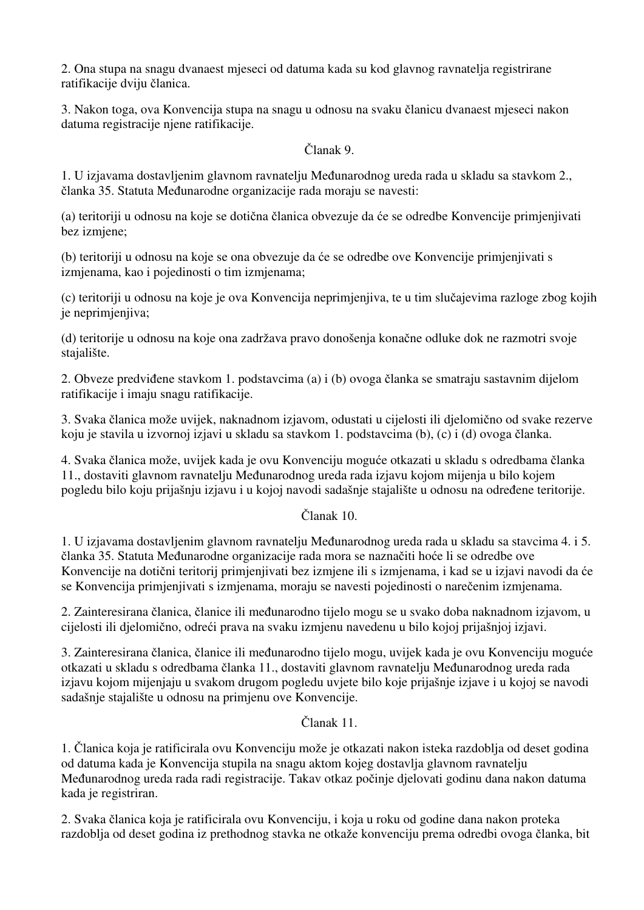2. Ona stupa na snagu dvanaest mjeseci od datuma kada su kod glavnog ravnatelja registrirane ratifikacije dviju članica.

3. Nakon toga, ova Konvencija stupa na snagu u odnosu na svaku članicu dvanaest mjeseci nakon datuma registracije njene ratifikacije.

Članak 9.

1. U izjavama dostavljenim glavnom ravnatelju Međunarodnog ureda rada u skladu sa stavkom 2., članka 35. Statuta Međunarodne organizacije rada moraju se navesti:

(a) teritoriji u odnosu na koje se dotična članica obvezuje da će se odredbe Konvencije primjenjivati bez izmjene;

(b) teritoriji u odnosu na koje se ona obvezuje da će se odredbe ove Konvencije primjenjivati s izmjenama, kao i pojedinosti o tim izmjenama;

(c) teritoriji u odnosu na koje je ova Konvencija neprimjenjiva, te u tim slučajevima razloge zbog kojih je neprimjenjiva;

(d) teritorije u odnosu na koje ona zadržava pravo donošenja konačne odluke dok ne razmotri svoje stajalište.

2. Obveze predviđene stavkom 1. podstavcima (a) i (b) ovoga članka se smatraju sastavnim dijelom ratifikacije i imaju snagu ratifikacije.

3. Svaka članica može uvijek, naknadnom izjavom, odustati u cijelosti ili djelomično od svake rezerve koju je stavila u izvornoj izjavi u skladu sa stavkom 1. podstavcima (b), (c) i (d) ovoga članka.

4. Svaka članica može, uvijek kada je ovu Konvenciju moguće otkazati u skladu s odredbama članka 11., dostaviti glavnom ravnatelju Međunarodnog ureda rada izjavu kojom mijenja u bilo kojem pogledu bilo koju prijašnju izjavu i u kojoj navodi sadašnje stajalište u odnosu na određene teritorije.

Članak 10.

1. U izjavama dostavljenim glavnom ravnatelju Međunarodnog ureda rada u skladu sa stavcima 4. i 5. članka 35. Statuta Međunarodne organizacije rada mora se naznačiti hoće li se odredbe ove Konvencije na dotični teritorij primjenjivati bez izmjene ili s izmjenama, i kad se u izjavi navodi da će se Konvencija primjenjivati s izmjenama, moraju se navesti pojedinosti o narečenim izmjenama.

2. Zainteresirana članica, članice ili međunarodno tijelo mogu se u svako doba naknadnom izjavom, u cijelosti ili djelomično, odreći prava na svaku izmjenu navedenu u bilo kojoj prijašnjoj izjavi.

3. Zainteresirana članica, članice ili međunarodno tijelo mogu, uvijek kada je ovu Konvenciju moguće otkazati u skladu s odredbama članka 11., dostaviti glavnom ravnatelju Međunarodnog ureda rada izjavu kojom mijenjaju u svakom drugom pogledu uvjete bilo koje prijašnje izjave i u kojoj se navodi sadašnje stajalište u odnosu na primjenu ove Konvencije.

Članak 11.

1. Članica koja je ratificirala ovu Konvenciju može je otkazati nakon isteka razdoblja od deset godina od datuma kada je Konvencija stupila na snagu aktom kojeg dostavlja glavnom ravnatelju Međunarodnog ureda rada radi registracije. Takav otkaz počinje djelovati godinu dana nakon datuma kada je registriran.

2. Svaka članica koja je ratificirala ovu Konvenciju, i koja u roku od godine dana nakon proteka razdoblja od deset godina iz prethodnog stavka ne otkaže konvenciju prema odredbi ovoga članka, bit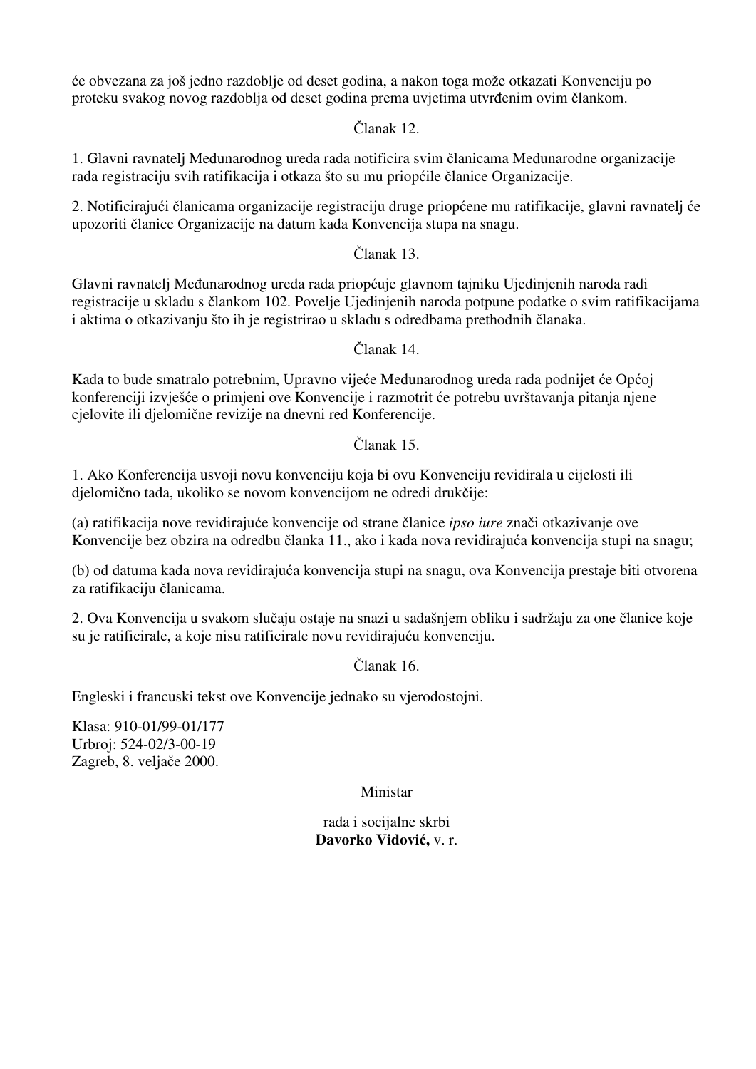će obvezana za još jedno razdoblje od deset godina, a nakon toga može otkazati Konvenciju po proteku svakog novog razdoblja od deset godina prema uvjetima utvrđenim ovim člankom.

Članak 12.

1. Glavni ravnatelj Međunarodnog ureda rada notificira svim članicama Međunarodne organizacije rada registraciju svih ratifikacija i otkaza što su mu priopćile članice Organizacije.

2. Notificirajući članicama organizacije registraciju druge priopćene mu ratifikacije, glavni ravnatelj će upozoriti članice Organizacije na datum kada Konvencija stupa na snagu.

Članak 13.

Glavni ravnatelj Međunarodnog ureda rada priopćuje glavnom tajniku Ujedinjenih naroda radi registracije u skladu s člankom 102. Povelje Ujedinjenih naroda potpune podatke o svim ratifikacijama i aktima o otkazivanju što ih je registrirao u skladu s odredbama prethodnih članaka.

Članak 14.

Kada to bude smatralo potrebnim, Upravno vijeće Međunarodnog ureda rada podnijet će Općoj konferenciji izvješće o primjeni ove Konvencije i razmotrit će potrebu uvrštavanja pitanja njene cjelovite ili djelomične revizije na dnevni red Konferencije.

Članak 15.

1. Ako Konferencija usvoji novu konvenciju koja bi ovu Konvenciju revidirala u cijelosti ili djelomično tada, ukoliko se novom konvencijom ne odredi drukčije:

(a) ratifikacija nove revidirajuće konvencije od strane članice *ipso iure* znači otkazivanje ove Konvencije bez obzira na odredbu članka 11., ako i kada nova revidirajuća konvencija stupi na snagu;

(b) od datuma kada nova revidirajuća konvencija stupi na snagu, ova Konvencija prestaje biti otvorena za ratifikaciju članicama.

2. Ova Konvencija u svakom slučaju ostaje na snazi u sadašnjem obliku i sadržaju za one članice koje su je ratificirale, a koje nisu ratificirale novu revidirajuću konvenciju.

Članak 16.

Engleski i francuski tekst ove Konvencije jednako su vjerodostojni.

Klasa: 910-01/99-01/177
Urbroj: 524-02/3-00-19
Zagreb, 8. veljače 2000.

Ministar

rada i socijalne skrbi
**Davorko Vidović,** v. r.